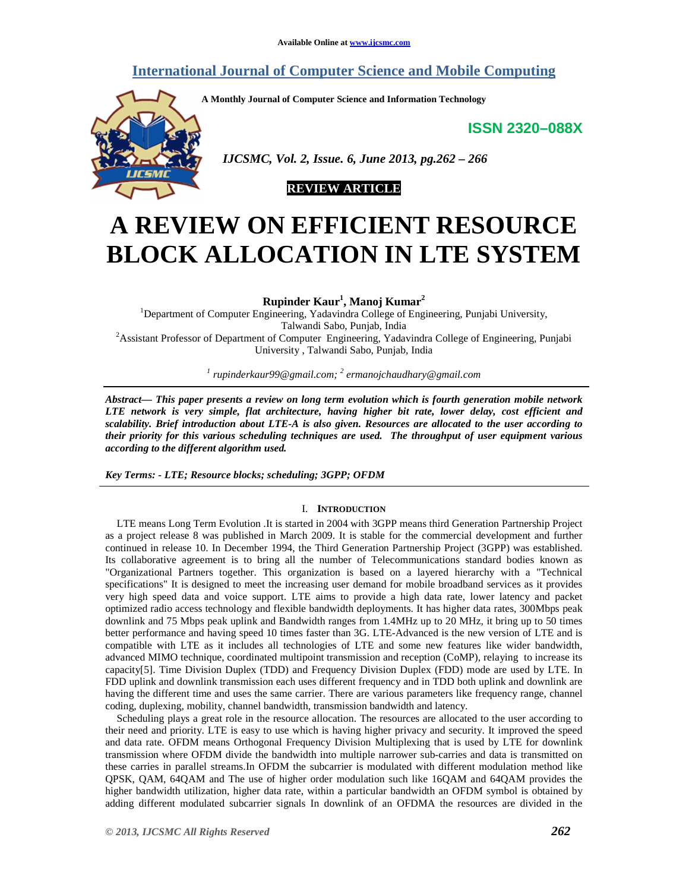Available Online at www.ijcsmc.com

# International Journal of Computer Science and Mobile Computing

A Monthly Journal of Computer Science and Information Technology

**ISSN 2320–088X**

*IJCSMC, Vol. 2, Issue. 6, June 2013, pg.262 – 266*

**REVIEW ARTICLE**

# A REVIEW ON EFFICIENT RESOURCE BLOCK ALLOCATION IN LTE SYSTEM

**Rupinder Kaur[1], Manoj Kumar[2]**

[1]Department of Computer Engineering, Yadavindra College of Engineering, Punjabi University, Talwandi Sabo, Punjab, India

[2]Assistant Professor of Department of Computer Engineering, Yadavindra College of Engineering, Punjabi University , Talwandi Sabo, Punjab, India

*[1] rupinderkaur99@gmail.com; [2] ermanojchaudhary@gmail.com*

***Abstract— This paper presents a review on long term evolution which is fourth generation mobile network LTE network is very simple, flat architecture, having higher bit rate, lower delay, cost efficient and scalability. Brief introduction about LTE-A is also given. Resources are allocated to the user according to their priority for this various scheduling techniques are used. The throughput of user equipment various according to the different algorithm used.***

***Key Terms: - LTE; Resource blocks; scheduling; 3GPP; OFDM***

## I. Introduction

LTE means Long Term Evolution .It is started in 2004 with 3GPP means third Generation Partnership Project as a project release 8 was published in March 2009. It is stable for the commercial development and further continued in release 10. In December 1994, the Third Generation Partnership Project (3GPP) was established. Its collaborative agreement is to bring all the number of Telecommunications standard bodies known as "Organizational Partners together. This organization is based on a layered hierarchy with a "Technical specifications" It is designed to meet the increasing user demand for mobile broadband services as it provides very high speed data and voice support. LTE aims to provide a high data rate, lower latency and packet optimized radio access technology and flexible bandwidth deployments. It has higher data rates, 300Mbps peak downlink and 75 Mbps peak uplink and Bandwidth ranges from 1.4MHz up to 20 MHz, it bring up to 50 times better performance and having speed 10 times faster than 3G. LTE-Advanced is the new version of LTE and is compatible with LTE as it includes all technologies of LTE and some new features like wider bandwidth, advanced MIMO technique, coordinated multipoint transmission and reception (CoMP), relaying to increase its capacity[5]. Time Division Duplex (TDD) and Frequency Division Duplex (FDD) mode are used by LTE. In FDD uplink and downlink transmission each uses different frequency and in TDD both uplink and downlink are having the different time and uses the same carrier. There are various parameters like frequency range, channel coding, duplexing, mobility, channel bandwidth, transmission bandwidth and latency.

Scheduling plays a great role in the resource allocation. The resources are allocated to the user according to their need and priority. LTE is easy to use which is having higher privacy and security. It improved the speed and data rate. OFDM means Orthogonal Frequency Division Multiplexing that is used by LTE for downlink transmission where OFDM divide the bandwidth into multiple narrower sub-carries and data is transmitted on these carries in parallel streams.In OFDM the subcarrier is modulated with different modulation method like QPSK, QAM, 64QAM and The use of higher order modulation such like 16QAM and 64QAM provides the higher bandwidth utilization, higher data rate, within a particular bandwidth an OFDM symbol is obtained by adding different modulated subcarrier signals In downlink of an OFDMA the resources are divided in the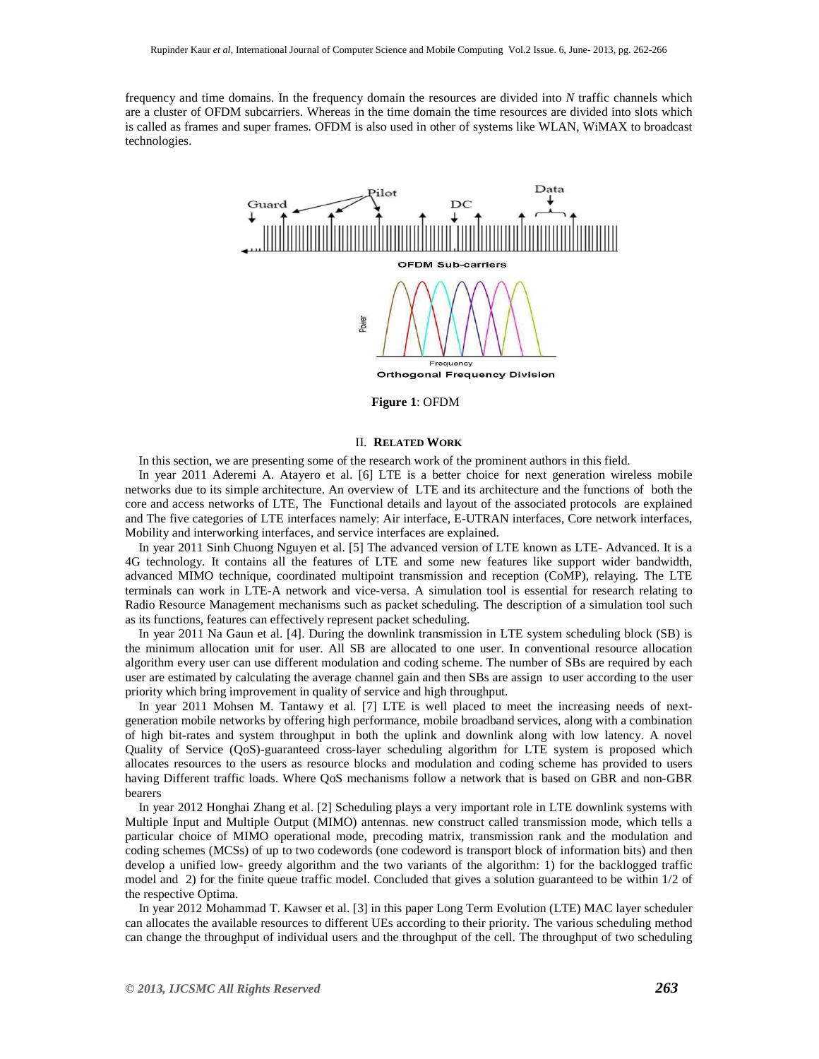frequency and time domains. In the frequency domain the resources are divided into $N$ traffic channels which are a cluster of OFDM subcarriers. Whereas in the time domain the time resources are divided into slots which is called as frames and super frames. OFDM is also used in other of systems like WLAN, WiMAX to broadcast technologies.

**Figure 1**: OFDM

## II. Related Work

In this section, we are presenting some of the research work of the prominent authors in this field.

In year 2011 Aderemi A. Atayero et al. [6] LTE is a better choice for next generation wireless mobile networks due to its simple architecture. An overview of LTE and its architecture and the functions of both the core and access networks of LTE, The Functional details and layout of the associated protocols are explained and The five categories of LTE interfaces namely: Air interface, E-UTRAN interfaces, Core network interfaces, Mobility and interworking interfaces, and service interfaces are explained.

In year 2011 Sinh Chuong Nguyen et al. [5] The advanced version of LTE known as LTE- Advanced. It is a 4G technology. It contains all the features of LTE and some new features like support wider bandwidth, advanced MIMO technique, coordinated multipoint transmission and reception (CoMP), relaying. The LTE terminals can work in LTE-A network and vice-versa. A simulation tool is essential for research relating to Radio Resource Management mechanisms such as packet scheduling. The description of a simulation tool such as its functions, features can effectively represent packet scheduling.

In year 2011 Na Gaun et al. [4]. During the downlink transmission in LTE system scheduling block (SB) is the minimum allocation unit for user. All SB are allocated to one user. In conventional resource allocation algorithm every user can use different modulation and coding scheme. The number of SBs are required by each user are estimated by calculating the average channel gain and then SBs are assign to user according to the user priority which bring improvement in quality of service and high throughput.

In year 2011 Mohsen M. Tantawy et al. [7] LTE is well placed to meet the increasing needs of next-generation mobile networks by offering high performance, mobile broadband services, along with a combination of high bit-rates and system throughput in both the uplink and downlink along with low latency. A novel Quality of Service (QoS)-guaranteed cross-layer scheduling algorithm for LTE system is proposed which allocates resources to the users as resource blocks and modulation and coding scheme has provided to users having Different traffic loads. Where QoS mechanisms follow a network that is based on GBR and non-GBR bearers

In year 2012 Honghai Zhang et al. [2] Scheduling plays a very important role in LTE downlink systems with Multiple Input and Multiple Output (MIMO) antennas. new construct called transmission mode, which tells a particular choice of MIMO operational mode, precoding matrix, transmission rank and the modulation and coding schemes (MCSs) of up to two codewords (one codeword is transport block of information bits) and then develop a unified low- greedy algorithm and the two variants of the algorithm: 1) for the backlogged traffic model and 2) for the finite queue traffic model. Concluded that gives a solution guaranteed to be within 1/2 of the respective Optima.

In year 2012 Mohammad T. Kawser et al. [3] in this paper Long Term Evolution (LTE) MAC layer scheduler can allocates the available resources to different UEs according to their priority. The various scheduling method can change the throughput of individual users and the throughput of the cell. The throughput of two scheduling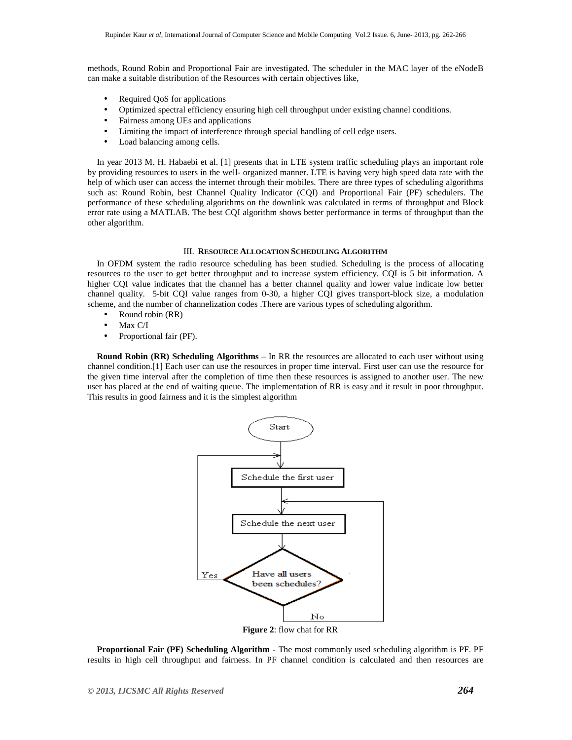methods, Round Robin and Proportional Fair are investigated. The scheduler in the MAC layer of the eNodeB can make a suitable distribution of the Resources with certain objectives like,

- Required QoS for applications
- Optimized spectral efficiency ensuring high cell throughput under existing channel conditions.
- Fairness among UEs and applications
- Limiting the impact of interference through special handling of cell edge users.
- Load balancing among cells.

In year 2013 M. H. Habaebi et al. [1] presents that in LTE system traffic scheduling plays an important role by providing resources to users in the well- organized manner. LTE is having very high speed data rate with the help of which user can access the internet through their mobiles. There are three types of scheduling algorithms such as: Round Robin, best Channel Quality Indicator (CQI) and Proportional Fair (PF) schedulers. The performance of these scheduling algorithms on the downlink was calculated in terms of throughput and Block error rate using a MATLAB. The best CQI algorithm shows better performance in terms of throughput than the other algorithm.

## III. RESOURCE ALLOCATION SCHEDULING ALGORITHM

In OFDM system the radio resource scheduling has been studied. Scheduling is the process of allocating resources to the user to get better throughput and to increase system efficiency. CQI is 5 bit information. A higher CQI value indicates that the channel has a better channel quality and lower value indicate low better channel quality. 5-bit CQI value ranges from 0-30, a higher CQI gives transport-block size, a modulation scheme, and the number of channelization codes .There are various types of scheduling algorithm.

- Round robin (RR)
- Max C/I
- Proportional fair (PF).

**Round Robin (RR) Scheduling Algorithms** – In RR the resources are allocated to each user without using channel condition.[1] Each user can use the resources in proper time interval. First user can use the resource for the given time interval after the completion of time then these resources is assigned to another user. The new user has placed at the end of waiting queue. The implementation of RR is easy and it result in poor throughput. This results in good fairness and it is the simplest algorithm

```
Start
  ↓
Schedule the first user  ←──────────── Yes
  ↓                                      │
Schedule the next user  ←──── No         │
  ↓                            │         │
Have all users been schedules? ┴─────────┘
```

**Figure 2**: flow chat for RR

**Proportional Fair (PF) Scheduling Algorithm** - The most commonly used scheduling algorithm is PF. PF results in high cell throughput and fairness. In PF channel condition is calculated and then resources are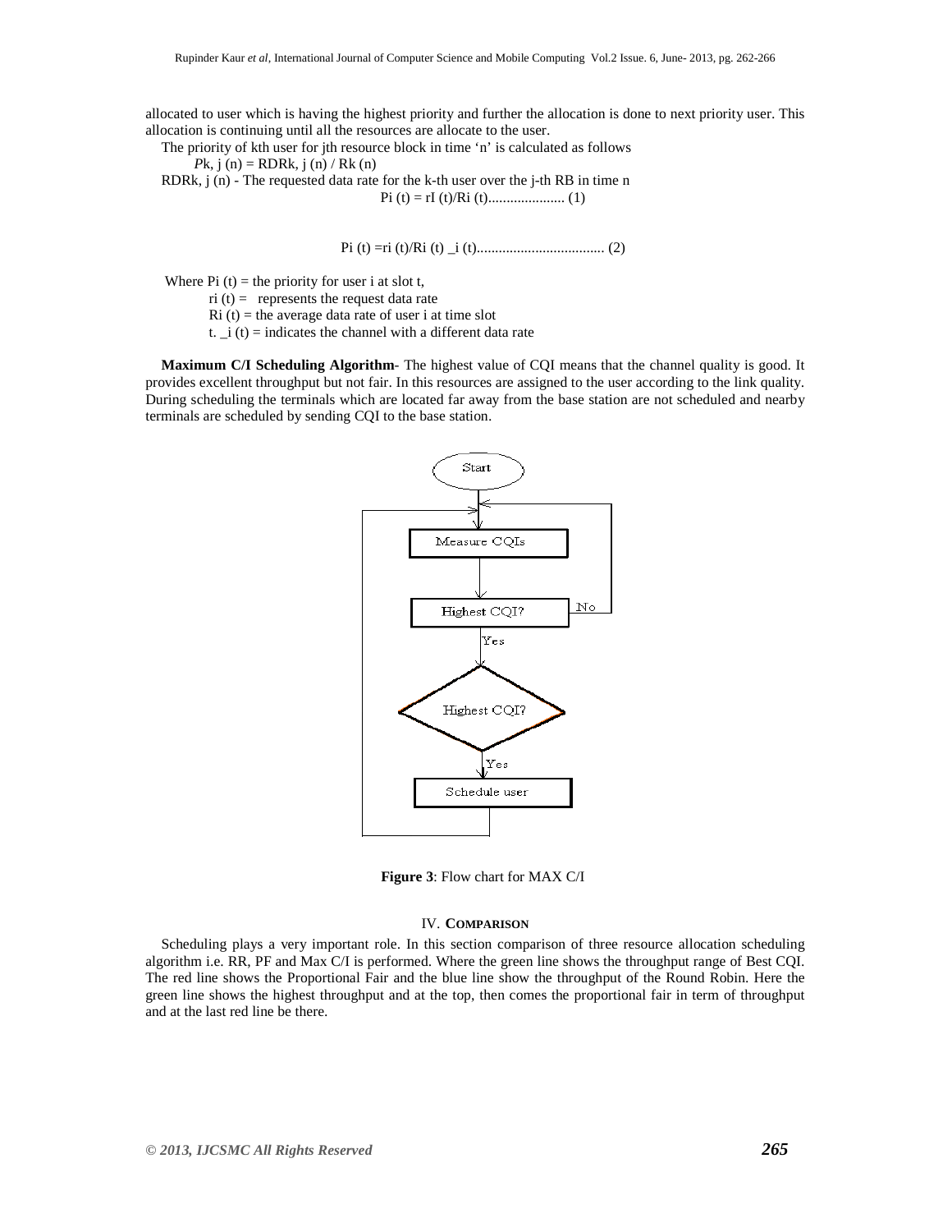allocated to user which is having the highest priority and further the allocation is done to next priority user. This allocation is continuing until all the resources are allocate to the user.

The priority of kth user for jth resource block in time 'n' is calculated as follows

$P_{k, j}(n) = RDR_{k, j}(n) / R_k(n)$

$RDR_{k, j}(n)$ - The requested data rate for the k-th user over the j-th RB in time n

$$P_i(t) = r_I(t)/R_i(t) \qquad (1)$$

$$P_i(t) = r_i(t)/R_i(t) \_i(t) \qquad (2)$$

Where $P_i(t)$ = the priority for user i at slot t,

$r_i(t)$ = represents the request data rate

$R_i(t)$ = the average data rate of user i at time slot

t. $\_i(t)$ = indicates the channel with a different data rate

**Maximum C/I Scheduling Algorithm**- The highest value of CQI means that the channel quality is good. It provides excellent throughput but not fair. In this resources are assigned to the user according to the link quality. During scheduling the terminals which are located far away from the base station are not scheduled and nearby terminals are scheduled by sending CQI to the base station.

Start → Measure CQIs → Highest CQI? (No → back to Measure CQIs; Yes →) Highest CQI? (Yes →) Schedule user → back to Measure CQIs

**Figure 3**: Flow chart for MAX C/I

## IV. COMPARISON

Scheduling plays a very important role. In this section comparison of three resource allocation scheduling algorithm i.e. RR, PF and Max C/I is performed. Where the green line shows the throughput range of Best CQI. The red line shows the Proportional Fair and the blue line show the throughput of the Round Robin. Here the green line shows the highest throughput and at the top, then comes the proportional fair in term of throughput and at the last red line be there.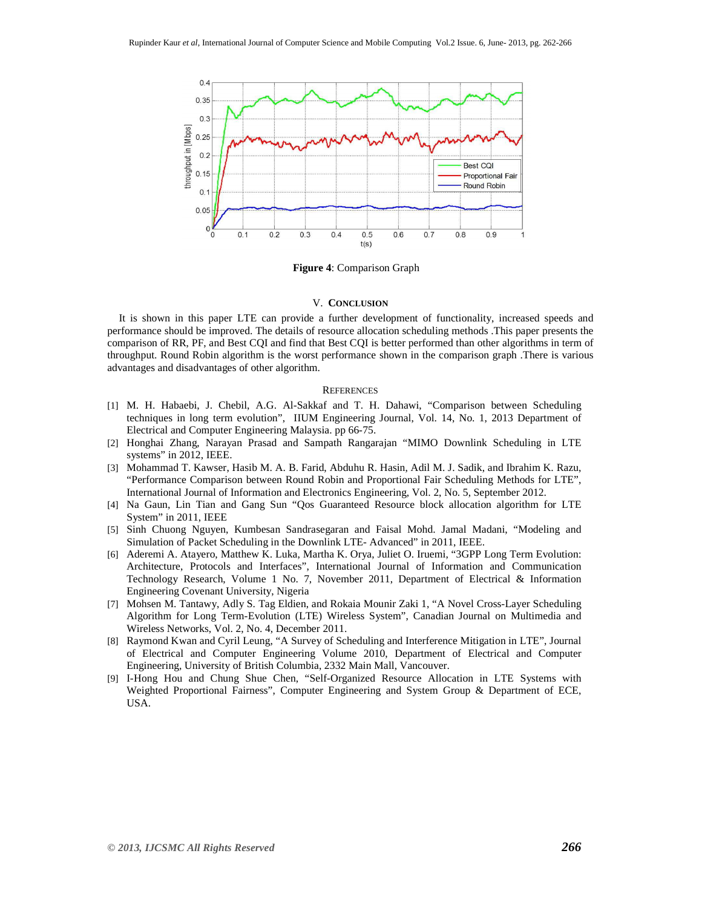0.4
0.35
0.3
0.25
0.2
0.15
0.1
0.05
0
0 0.1 0.2 0.3 0.4 0.5 0.6 0.7 0.8 0.9 1
t(s)
throughput in [Mbps]
Best CQI
Proportional Fair
Round Robin

**Figure 4**: Comparison Graph

## V. CONCLUSION

It is shown in this paper LTE can provide a further development of functionality, increased speeds and performance should be improved. The details of resource allocation scheduling methods .This paper presents the comparison of RR, PF, and Best CQI and find that Best CQI is better performed than other algorithms in term of throughput. Round Robin algorithm is the worst performance shown in the comparison graph .There is various advantages and disadvantages of other algorithm.

## REFERENCES

[1] M. H. Habaebi, J. Chebil, A.G. Al-Sakkaf and T. H. Dahawi, "Comparison between Scheduling techniques in long term evolution", IIUM Engineering Journal, Vol. 14, No. 1, 2013 Department of Electrical and Computer Engineering Malaysia. pp 66-75.

[2] Honghai Zhang, Narayan Prasad and Sampath Rangarajan "MIMO Downlink Scheduling in LTE systems" in 2012, IEEE.

[3] Mohammad T. Kawser, Hasib M. A. B. Farid, Abduhu R. Hasin, Adil M. J. Sadik, and Ibrahim K. Razu, "Performance Comparison between Round Robin and Proportional Fair Scheduling Methods for LTE", International Journal of Information and Electronics Engineering, Vol. 2, No. 5, September 2012.

[4] Na Gaun, Lin Tian and Gang Sun "Qos Guaranteed Resource block allocation algorithm for LTE System" in 2011, IEEE

[5] Sinh Chuong Nguyen, Kumbesan Sandrasegaran and Faisal Mohd. Jamal Madani, "Modeling and Simulation of Packet Scheduling in the Downlink LTE- Advanced" in 2011, IEEE.

[6] Aderemi A. Atayero, Matthew K. Luka, Martha K. Orya, Juliet O. Iruemi, "3GPP Long Term Evolution: Architecture, Protocols and Interfaces", International Journal of Information and Communication Technology Research, Volume 1 No. 7, November 2011, Department of Electrical & Information Engineering Covenant University, Nigeria

[7] Mohsen M. Tantawy, Adly S. Tag Eldien, and Rokaia Mounir Zaki 1, "A Novel Cross-Layer Scheduling Algorithm for Long Term-Evolution (LTE) Wireless System", Canadian Journal on Multimedia and Wireless Networks, Vol. 2, No. 4, December 2011.

[8] Raymond Kwan and Cyril Leung, "A Survey of Scheduling and Interference Mitigation in LTE", Journal of Electrical and Computer Engineering Volume 2010, Department of Electrical and Computer Engineering, University of British Columbia, 2332 Main Mall, Vancouver.

[9] I-Hong Hou and Chung Shue Chen, "Self-Organized Resource Allocation in LTE Systems with Weighted Proportional Fairness", Computer Engineering and System Group & Department of ECE, USA.